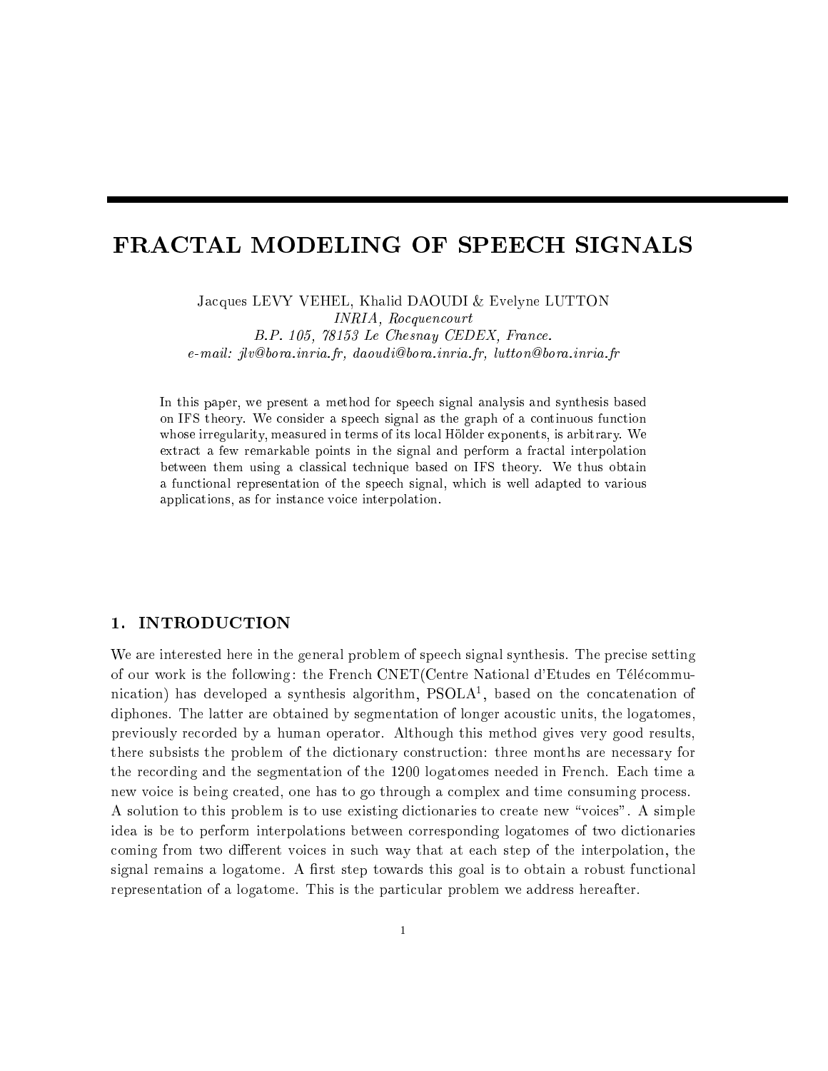# FRACTAL MODELING OF SPEECH SIGNALS

Jacques LEVY VEHEL, Khalid DAOUDI & Evelyne LUTTON
*INRIA, Rocquencourt*
*B.P. 105, 78153 Le Chesnay CEDEX, France.*
*e-mail: jlv@bora.inria.fr, daoudi@bora.inria.fr, lutton@bora.inria.fr*

In this paper, we present a method for speech signal analysis and synthesis based on IFS theory. We consider a speech signal as the graph of a continuous function whose irregularity, measured in terms of its local Hölder exponents, is arbitrary. We extract a few remarkable points in the signal and perform a fractal interpolation between them using a classical technique based on IFS theory. We thus obtain a functional representation of the speech signal, which is well adapted to various applications, as for instance voice interpolation.

## 1. INTRODUCTION

We are interested here in the general problem of speech signal synthesis. The precise setting of our work is the following: the French CNET(Centre National d'Etudes en Télécommunication) has developed a synthesis algorithm, PSOLA[1], based on the concatenation of diphones. The latter are obtained by segmentation of longer acoustic units, the logatomes, previously recorded by a human operator. Although this method gives very good results, there subsists the problem of the dictionary construction: three months are necessary for the recording and the segmentation of the 1200 logatomes needed in French. Each time a new voice is being created, one has to go through a complex and time consuming process. A solution to this problem is to use existing dictionaries to create new "voices". A simple idea is be to perform interpolations between corresponding logatomes of two dictionaries coming from two different voices in such way that at each step of the interpolation, the signal remains a logatome. A first step towards this goal is to obtain a robust functional representation of a logatome. This is the particular problem we address hereafter.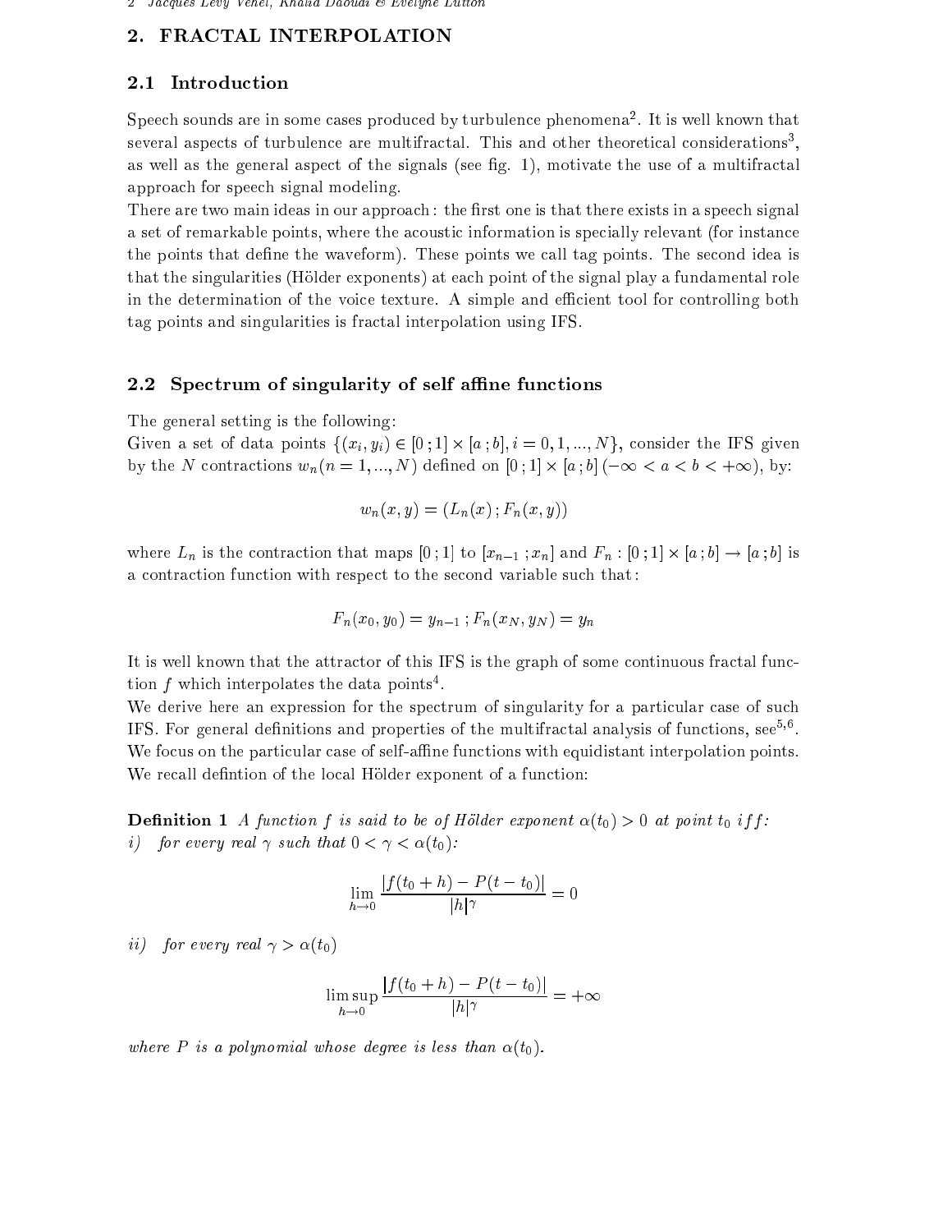## 2. FRACTAL INTERPOLATION

### 2.1 Introduction

Speech sounds are in some cases produced by turbulence phenomena[2]. It is well known that several aspects of turbulence are multifractal. This and other theoretical considerations[3], as well as the general aspect of the signals (see fig. 1), motivate the use of a multifractal approach for speech signal modeling.

There are two main ideas in our approach : the first one is that there exists in a speech signal a set of remarkable points, where the acoustic information is specially relevant (for instance the points that define the waveform). These points we call tag points. The second idea is that the singularities (Hölder exponents) at each point of the signal play a fundamental role in the determination of the voice texture. A simple and efficient tool for controlling both tag points and singularities is fractal interpolation using IFS.

### 2.2 Spectrum of singularity of self affine functions

The general setting is the following:

Given a set of data points $\{(x_i, y_i) \in [0\,;1] \times [a\,;b], i = 0, 1, ..., N\}$, consider the IFS given by the $N$ contractions $w_n (n = 1, ..., N)$ defined on $[0\,;1] \times [a\,;b]\,(-\infty < a < b < +\infty)$, by:

$$w_n(x, y) = (L_n(x)\,; F_n(x, y))$$

where $L_n$ is the contraction that maps $[0\,;1]$ to $[x_{n-1}\,;x_n]$ and $F_n : [0\,;1] \times [a\,;b] \to [a\,;b]$ is a contraction function with respect to the second variable such that :

$$F_n(x_0, y_0) = y_{n-1}\,;\, F_n(x_N, y_N) = y_n$$

It is well known that the attractor of this IFS is the graph of some continuous fractal function $f$ which interpolates the data points[4].

We derive here an expression for the spectrum of singularity for a particular case of such IFS. For general definitions and properties of the multifractal analysis of functions, see[5,6]. We focus on the particular case of self-affine functions with equidistant interpolation points. We recall defintion of the local Hölder exponent of a function:

**Definition 1** *A function $f$ is said to be of Hölder exponent $\alpha(t_0) > 0$ at point $t_0$ iff:*

*i) for every real $\gamma$ such that $0 < \gamma < \alpha(t_0)$:*

$$\lim_{h \to 0} \frac{|f(t_0 + h) - P(t - t_0)|}{|h|^\gamma} = 0$$

*ii) for every real $\gamma > \alpha(t_0)$*

$$\limsup_{h \to 0} \frac{|f(t_0 + h) - P(t - t_0)|}{|h|^\gamma} = +\infty$$

*where $P$ is a polynomial whose degree is less than $\alpha(t_0)$.*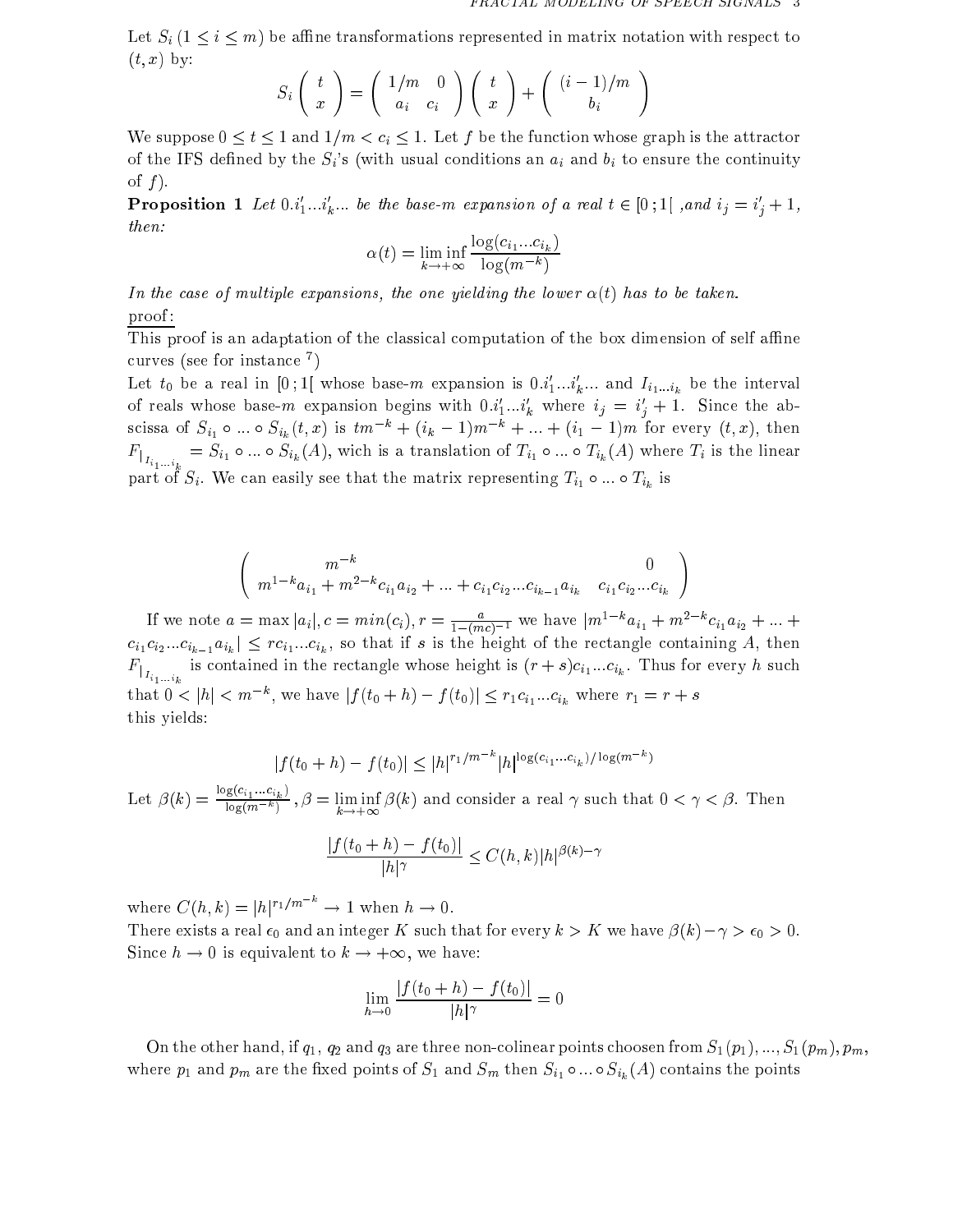Let $S_i$ $(1 \leq i \leq m)$ be affine transformations represented in matrix notation with respect to $(t, x)$ by:

$$S_i \begin{pmatrix} t \\ x \end{pmatrix} = \begin{pmatrix} 1/m & 0 \\ a_i & c_i \end{pmatrix} \begin{pmatrix} t \\ x \end{pmatrix} + \begin{pmatrix} (i-1)/m \\ b_i \end{pmatrix}$$

We suppose $0 \leq t \leq 1$ and $1/m < c_i \leq 1$. Let $f$ be the function whose graph is the attractor of the IFS defined by the $S_i$'s (with usual conditions an $a_i$ and $b_i$ to ensure the continuity of $f$).

**Proposition 1** *Let $0.i'_1...i'_k...$ be the base-$m$ expansion of a real $t \in [0\,;1[$ ,and $i_j = i'_j + 1$, then:*

$$\alpha(t) = \liminf_{k \to +\infty} \frac{\log(c_{i_1}...c_{i_k})}{\log(m^{-k})}$$

*In the case of multiple expansions, the one yielding the lower $\alpha(t)$ has to be taken.*

<u>proof:</u>

This proof is an adaptation of the classical computation of the box dimension of self affine curves (see for instance [7])

Let $t_0$ be a real in $[0\,;1[$ whose base-$m$ expansion is $0.i'_1...i'_k...$ and $I_{i_1...i_k}$ be the interval of reals whose base-$m$ expansion begins with $0.i'_1...i'_k$ where $i_j = i'_j + 1$. Since the abscissa of $S_{i_1} \circ ... \circ S_{i_k}(t, x)$ is $tm^{-k} + (i_k - 1)m^{-k} + ... + (i_1 - 1)m$ for every $(t, x)$, then $F_{|_{I_{i_1...i_k}}} = S_{i_1} \circ ... \circ S_{i_k}(A)$, wich is a translation of $T_{i_1} \circ ... \circ T_{i_k}(A)$ where $T_i$ is the linear part of $S_i$. We can easily see that the matrix representing $T_{i_1} \circ ... \circ T_{i_k}$ is

$$\begin{pmatrix} m^{-k} & 0 \\ m^{1-k}a_{i_1} + m^{2-k}c_{i_1}a_{i_2} + ... + c_{i_1}c_{i_2}...c_{i_{k-1}}a_{i_k} & c_{i_1}c_{i_2}...c_{i_k} \end{pmatrix}$$

If we note $a = \max|a_i|, c = min(c_i), r = \frac{a}{1-(mc)^{-1}}$ we have $|m^{1-k}a_{i_1} + m^{2-k}c_{i_1}a_{i_2} + ... + c_{i_1}c_{i_2}...c_{i_{k-1}}a_{i_k}| \leq rc_{i_1}...c_{i_k}$, so that if $s$ is the height of the rectangle containing $A$, then $F_{|_{I_{i_1...i_k}}}$ is contained in the rectangle whose height is $(r+s)c_{i_1}...c_{i_k}$. Thus for every $h$ such that $0 < |h| < m^{-k}$, we have $|f(t_0 + h) - f(t_0)| \leq r_1 c_{i_1}...c_{i_k}$ where $r_1 = r + s$ this yields:

$$|f(t_0 + h) - f(t_0)| \leq |h|^{r_1/m^{-k}} |h|^{\log(c_{i_1}...c_{i_k})/\log(m^{-k})}$$

Let $\beta(k) = \frac{\log(c_{i_1}...c_{i_k})}{\log(m^{-k})}$ , $\beta = \liminf_{k \to +\infty} \beta(k)$ and consider a real $\gamma$ such that $0 < \gamma < \beta$. Then

$$\frac{|f(t_0 + h) - f(t_0)|}{|h|^\gamma} \leq C(h, k)|h|^{\beta(k) - \gamma}$$

where $C(h, k) = |h|^{r_1/m^{-k}} \to 1$ when $h \to 0$.

There exists a real $\epsilon_0$ and an integer $K$ such that for every $k > K$ we have $\beta(k) - \gamma > \epsilon_0 > 0$. Since $h \to 0$ is equivalent to $k \to +\infty$, we have:

$$\lim_{h \to 0} \frac{|f(t_0 + h) - f(t_0)|}{|h|^\gamma} = 0$$

On the other hand, if $q_1$, $q_2$ and $q_3$ are three non-colinear points choosen from $S_1(p_1), ..., S_1(p_m), p_m$, where $p_1$ and $p_m$ are the fixed points of $S_1$ and $S_m$ then $S_{i_1} \circ ... \circ S_{i_k}(A)$ contains the points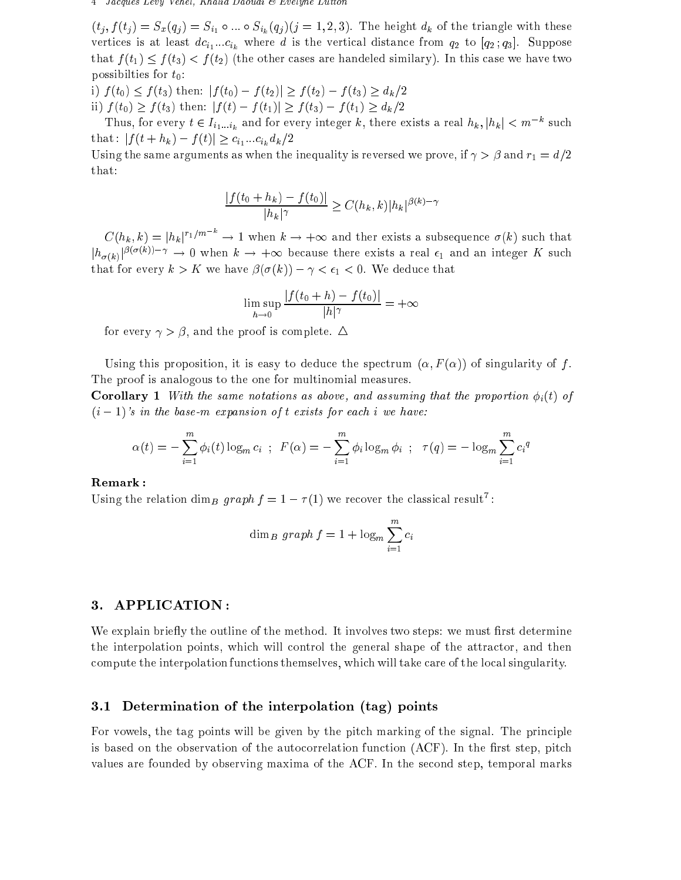$(t_j, f(t_j) = S_x(q_j) = S_{i_1} \circ ... \circ S_{i_k}(q_j)(j = 1, 2, 3)$. The height $d_k$ of the triangle with these vertices is at least $dc_{i_1} ... c_{i_k}$ where $d$ is the vertical distance from $q_2$ to $[q_2 ; q_3]$. Suppose that $f(t_1) \leq f(t_3) < f(t_2)$ (the other cases are handeled similary). In this case we have two possibilties for $t_0$:

i) $f(t_0) \leq f(t_3)$ then: $|f(t_0) - f(t_2)| \geq f(t_2) - f(t_3) \geq d_k/2$

ii) $f(t_0) \geq f(t_3)$ then: $|f(t) - f(t_1)| \geq f(t_3) - f(t_1) \geq d_k/2$

Thus, for every $t \in I_{i_1 ... i_k}$ and for every integer $k$, there exists a real $h_k, |h_k| < m^{-k}$ such that: $|f(t + h_k) - f(t)| \geq c_{i_1} ... c_{i_k} d_k/2$

Using the same arguments as when the inequality is reversed we prove, if $\gamma > \beta$ and $r_1 = d/2$ that:

$$\frac{|f(t_0 + h_k) - f(t_0)|}{|h_k|^\gamma} \geq C(h_k, k)|h_k|^{\beta(k) - \gamma}$$

$C(h_k, k) = |h_k|^{r_1/m^{-k}} \to 1$ when $k \to +\infty$ and ther exists a subsequence $\sigma(k)$ such that $|h_{\sigma(k)}|^{\beta(\sigma(k)) - \gamma} \to 0$ when $k \to +\infty$ because there exists a real $\epsilon_1$ and an integer $K$ such that for every $k > K$ we have $\beta(\sigma(k)) - \gamma < \epsilon_1 < 0$. We deduce that

$$\limsup_{h \to 0} \frac{|f(t_0 + h) - f(t_0)|}{|h|^\gamma} = +\infty$$

for every $\gamma > \beta$, and the proof is complete. $\triangle$

Using this proposition, it is easy to deduce the spectrum $(\alpha, F(\alpha))$ of singularity of $f$. The proof is analogous to the one for multinomial measures.

**Corollary 1** *With the same notations as above, and assuming that the proportion $\phi_i(t)$ of $(i-1)$'s in the base-m expansion of t exists for each i we have:*

$$\alpha(t) = -\sum_{i=1}^{m} \phi_i(t) \log_m c_i \;\; ; \;\; F(\alpha) = -\sum_{i=1}^{m} \phi_i \log_m \phi_i \;\; ; \;\; \tau(q) = -\log_m \sum_{i=1}^{m} {c_i}^q$$

**Remark :**

Using the relation $\dim_B \, graph \, f = 1 - \tau(1)$ we recover the classical result[7]:

$$\dim_B \, graph \, f = 1 + \log_m \sum_{i=1}^{m} c_i$$

## 3. APPLICATION :

We explain briefly the outline of the method. It involves two steps: we must first determine the interpolation points, which will control the general shape of the attractor, and then compute the interpolation functions themselves, which will take care of the local singularity.

### 3.1 Determination of the interpolation (tag) points

For vowels, the tag points will be given by the pitch marking of the signal. The principle is based on the observation of the autocorrelation function (ACF). In the first step, pitch values are founded by observing maxima of the ACF. In the second step, temporal marks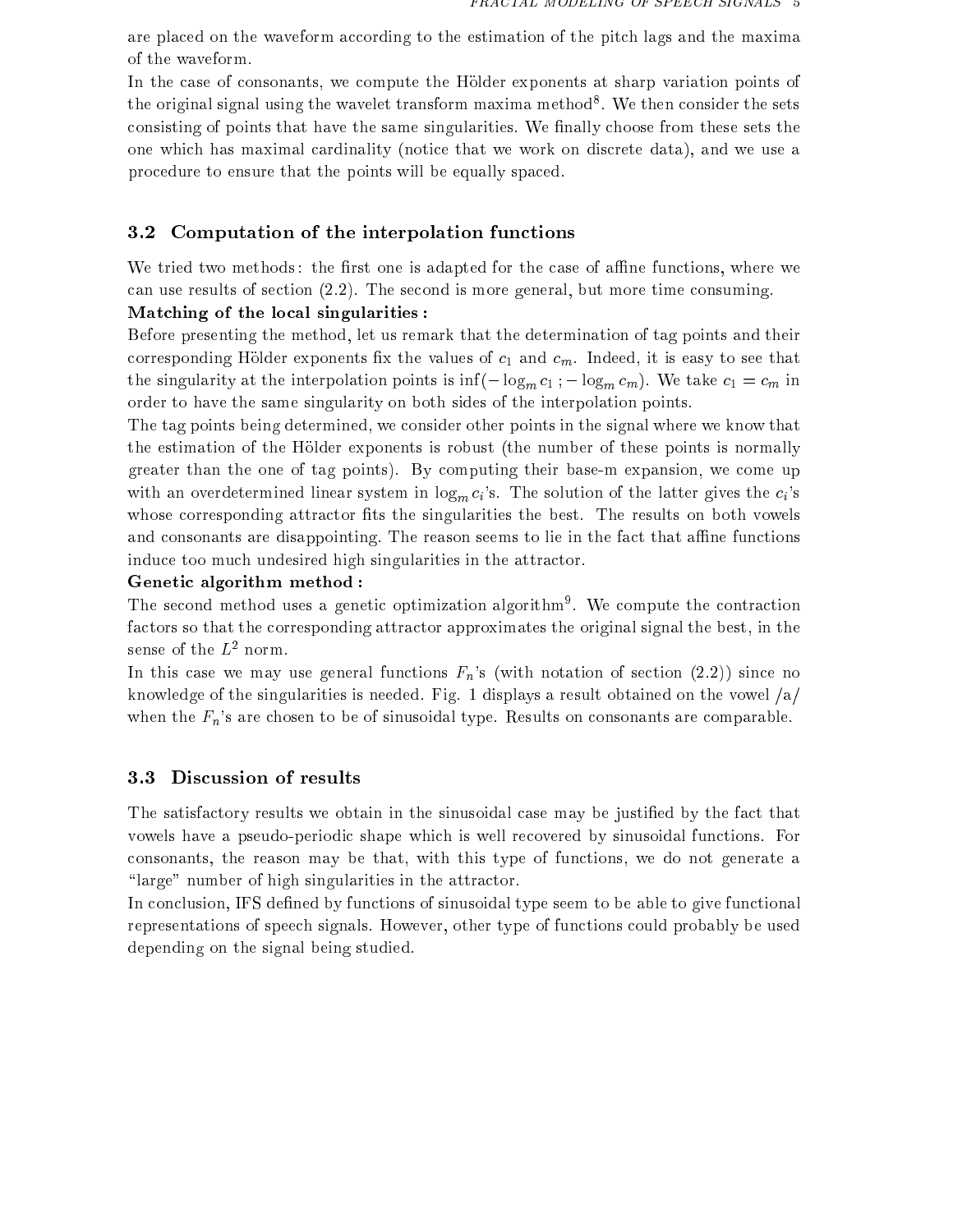are placed on the waveform according to the estimation of the pitch lags and the maxima of the waveform.

In the case of consonants, we compute the Hölder exponents at sharp variation points of the original signal using the wavelet transform maxima method[8]. We then consider the sets consisting of points that have the same singularities. We finally choose from these sets the one which has maximal cardinality (notice that we work on discrete data), and we use a procedure to ensure that the points will be equally spaced.

### 3.2 Computation of the interpolation functions

We tried two methods : the first one is adapted for the case of affine functions, where we can use results of section (2.2). The second is more general, but more time consuming.

**Matching of the local singularities :**

Before presenting the method, let us remark that the determination of tag points and their corresponding Hölder exponents fix the values of $c_1$ and $c_m$. Indeed, it is easy to see that the singularity at the interpolation points is $\inf(-\log_m c_1 \,; -\log_m c_m)$. We take $c_1 = c_m$ in order to have the same singularity on both sides of the interpolation points.

The tag points being determined, we consider other points in the signal where we know that the estimation of the Hölder exponents is robust (the number of these points is normally greater than the one of tag points). By computing their base-m expansion, we come up with an overdetermined linear system in $\log_m c_i$'s. The solution of the latter gives the $c_i$'s whose corresponding attractor fits the singularities the best. The results on both vowels and consonants are disappointing. The reason seems to lie in the fact that affine functions induce too much undesired high singularities in the attractor.

**Genetic algorithm method :**

The second method uses a genetic optimization algorithm[9]. We compute the contraction factors so that the corresponding attractor approximates the original signal the best, in the sense of the $L^2$ norm.

In this case we may use general functions $F_n$'s (with notation of section (2.2)) since no knowledge of the singularities is needed. Fig. 1 displays a result obtained on the vowel /a/ when the $F_n$'s are chosen to be of sinusoidal type. Results on consonants are comparable.

### 3.3 Discussion of results

The satisfactory results we obtain in the sinusoidal case may be justified by the fact that vowels have a pseudo-periodic shape which is well recovered by sinusoidal functions. For consonants, the reason may be that, with this type of functions, we do not generate a "large" number of high singularities in the attractor.

In conclusion, IFS defined by functions of sinusoidal type seem to be able to give functional representations of speech signals. However, other type of functions could probably be used depending on the signal being studied.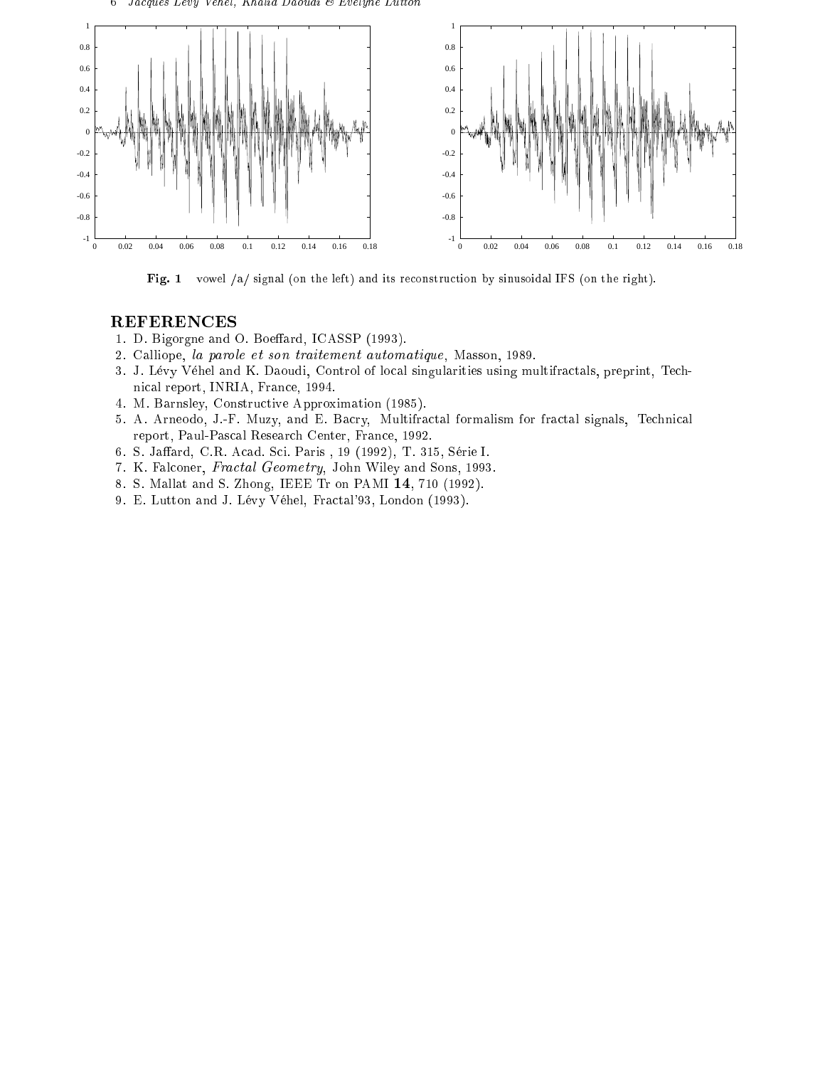1
0.8
0.6
0.4
0.2
0
-0.2
-0.4
-0.6
-0.8
-1
0 0.02 0.04 0.06 0.08 0.1 0.12 0.14 0.16 0.18

1
0.8
0.6
0.4
0.2
0
-0.2
-0.4
-0.6
-0.8
-1
0 0.02 0.04 0.06 0.08 0.1 0.12 0.14 0.16 0.18

**Fig. 1** vowel /a/ signal (on the left) and its reconstruction by sinusoidal IFS (on the right).

## REFERENCES

1. D. Bigorgne and O. Boeffard, ICASSP (1993).
2. Calliope, *la parole et son traitement automatique*, Masson, 1989.
3. J. Lévy Véhel and K. Daoudi, Control of local singularities using multifractals, preprint, Technical report, INRIA, France, 1994.
4. M. Barnsley, Constructive Approximation (1985).
5. A. Arneodo, J.-F. Muzy, and E. Bacry, Multifractal formalism for fractal signals, Technical report, Paul-Pascal Research Center, France, 1992.
6. S. Jaffard, C.R. Acad. Sci. Paris , 19 (1992), T. 315, Série I.
7. K. Falconer, *Fractal Geometry*, John Wiley and Sons, 1993.
8. S. Mallat and S. Zhong, IEEE Tr on PAMI **14**, 710 (1992).
9. E. Lutton and J. Lévy Véhel, Fractal'93, London (1993).